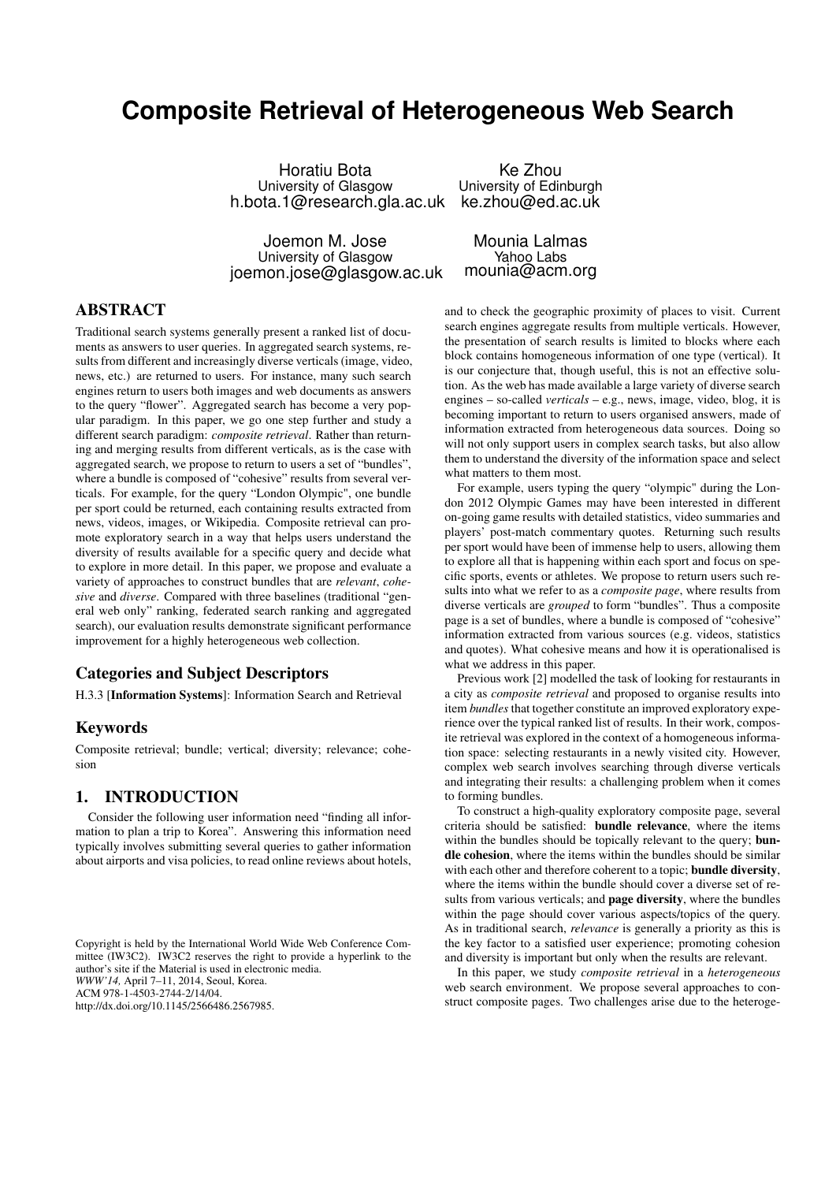# Composite Retrieval of Heterogeneous Web Search

Horatiu Bota
University of Glasgow
h.bota.1@research.gla.ac.uk

Ke Zhou
University of Edinburgh
ke.zhou@ed.ac.uk

Joemon M. Jose
University of Glasgow
joemon.jose@glasgow.ac.uk

Mounia Lalmas
Yahoo Labs
mounia@acm.org

## ABSTRACT

Traditional search systems generally present a ranked list of documents as answers to user queries. In aggregated search systems, results from different and increasingly diverse verticals (image, video, news, etc.) are returned to users. For instance, many such search engines return to users both images and web documents as answers to the query "flower". Aggregated search has become a very popular paradigm. In this paper, we go one step further and study a different search paradigm: *composite retrieval*. Rather than returning and merging results from different verticals, as is the case with aggregated search, we propose to return to users a set of "bundles", where a bundle is composed of "cohesive" results from several verticals. For example, for the query "London Olympic", one bundle per sport could be returned, each containing results extracted from news, videos, images, or Wikipedia. Composite retrieval can promote exploratory search in a way that helps users understand the diversity of results available for a specific query and decide what to explore in more detail. In this paper, we propose and evaluate a variety of approaches to construct bundles that are *relevant*, *cohesive* and *diverse*. Compared with three baselines (traditional "general web only" ranking, federated search ranking and aggregated search), our evaluation results demonstrate significant performance improvement for a highly heterogeneous web collection.

## Categories and Subject Descriptors

H.3.3 [**Information Systems**]: Information Search and Retrieval

## Keywords

Composite retrieval; bundle; vertical; diversity; relevance; cohesion

## 1. INTRODUCTION

Consider the following user information need "finding all information to plan a trip to Korea". Answering this information need typically involves submitting several queries to gather information about airports and visa policies, to read online reviews about hotels, and to check the geographic proximity of places to visit. Current search engines aggregate results from multiple verticals. However, the presentation of search results is limited to blocks where each block contains homogeneous information of one type (vertical). It is our conjecture that, though useful, this is not an effective solution. As the web has made available a large variety of diverse search engines – so-called *verticals* – e.g., news, image, video, blog, it is becoming important to return to users organised answers, made of information extracted from heterogeneous data sources. Doing so will not only support users in complex search tasks, but also allow them to understand the diversity of the information space and select what matters to them most.

For example, users typing the query "olympic" during the London 2012 Olympic Games may have been interested in different on-going game results with detailed statistics, video summaries and players' post-match commentary quotes. Returning such results per sport would have been of immense help to users, allowing them to explore all that is happening within each sport and focus on specific sports, events or athletes. We propose to return users such results into what we refer to as a *composite page*, where results from diverse verticals are *grouped* to form "bundles". Thus a composite page is a set of bundles, where a bundle is composed of "cohesive" information extracted from various sources (e.g. videos, statistics and quotes). What cohesive means and how it is operationalised is what we address in this paper.

Previous work [2] modelled the task of looking for restaurants in a city as *composite retrieval* and proposed to organise results into item *bundles* that together constitute an improved exploratory experience over the typical ranked list of results. In their work, composite retrieval was explored in the context of a homogeneous information space: selecting restaurants in a newly visited city. However, complex web search involves searching through diverse verticals and integrating their results: a challenging problem when it comes to forming bundles.

To construct a high-quality exploratory composite page, several criteria should be satisfied: **bundle relevance**, where the items within the bundles should be topically relevant to the query; **bundle cohesion**, where the items within the bundles should be similar with each other and therefore coherent to a topic; **bundle diversity**, where the items within the bundle should cover a diverse set of results from various verticals; and **page diversity**, where the bundles within the page should cover various aspects/topics of the query. As in traditional search, *relevance* is generally a priority as this is the key factor to a satisfied user experience; promoting cohesion and diversity is important but only when the results are relevant.

In this paper, we study *composite retrieval* in a *heterogeneous* web search environment. We propose several approaches to construct composite pages. Two challenges arise due to the heteroge-

Copyright is held by the International World Wide Web Conference Committee (IW3C2). IW3C2 reserves the right to provide a hyperlink to the author's site if the Material is used in electronic media.
*WWW'14,* April 7–11, 2014, Seoul, Korea.
ACM 978-1-4503-2744-2/14/04.
http://dx.doi.org/10.1145/2566486.2567985.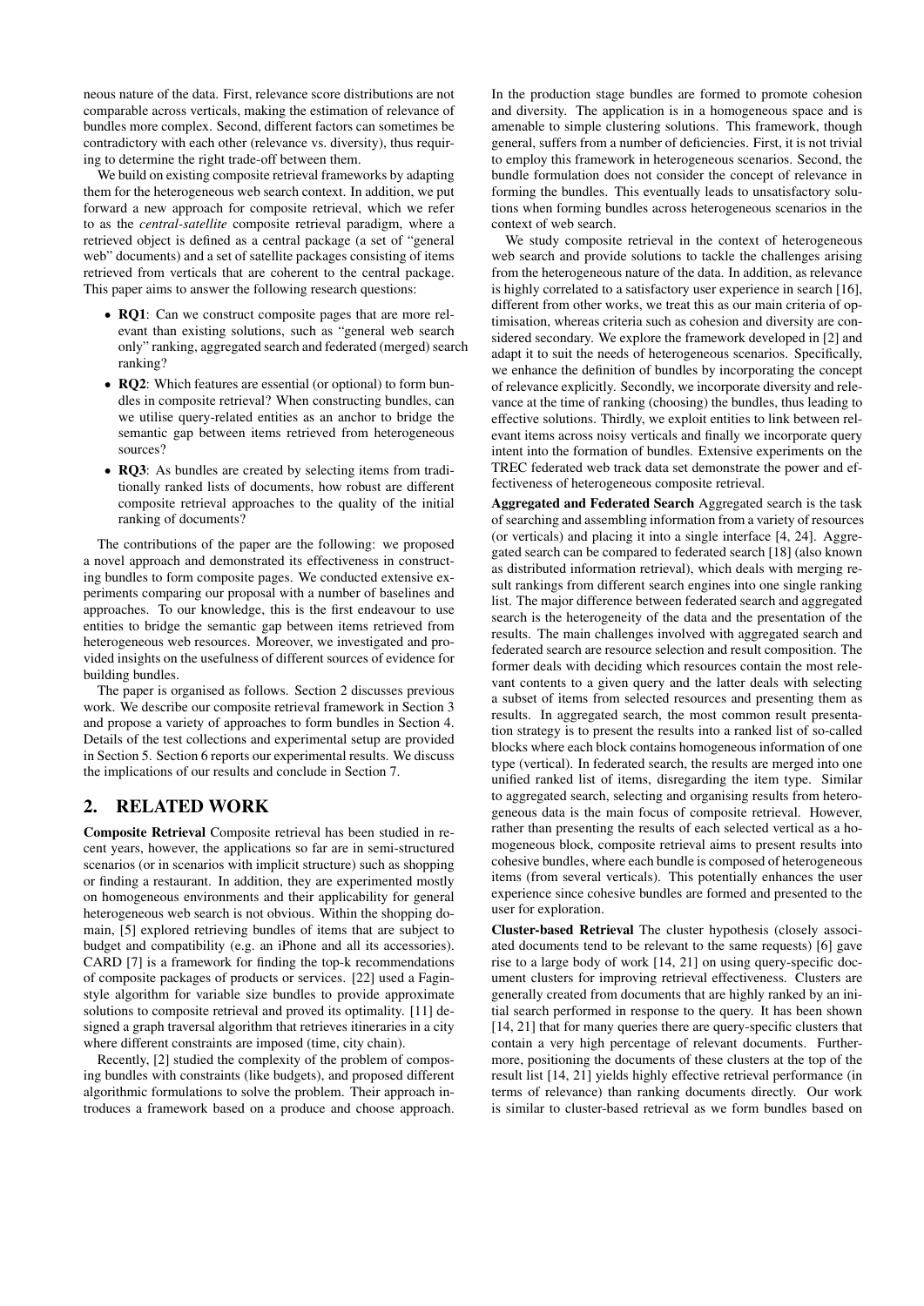neous nature of the data. First, relevance score distributions are not comparable across verticals, making the estimation of relevance of bundles more complex. Second, different factors can sometimes be contradictory with each other (relevance vs. diversity), thus requiring to determine the right trade-off between them.

We build on existing composite retrieval frameworks by adapting them for the heterogeneous web search context. In addition, we put forward a new approach for composite retrieval, which we refer to as the *central-satellite* composite retrieval paradigm, where a retrieved object is defined as a central package (a set of "general web" documents) and a set of satellite packages consisting of items retrieved from verticals that are coherent to the central package. This paper aims to answer the following research questions:

- **RQ1**: Can we construct composite pages that are more relevant than existing solutions, such as "general web search only" ranking, aggregated search and federated (merged) search ranking?
- **RQ2**: Which features are essential (or optional) to form bundles in composite retrieval? When constructing bundles, can we utilise query-related entities as an anchor to bridge the semantic gap between items retrieved from heterogeneous sources?
- **RQ3**: As bundles are created by selecting items from traditionally ranked lists of documents, how robust are different composite retrieval approaches to the quality of the initial ranking of documents?

The contributions of the paper are the following: we proposed a novel approach and demonstrated its effectiveness in constructing bundles to form composite pages. We conducted extensive experiments comparing our proposal with a number of baselines and approaches. To our knowledge, this is the first endeavour to use entities to bridge the semantic gap between items retrieved from heterogeneous web resources. Moreover, we investigated and provided insights on the usefulness of different sources of evidence for building bundles.

The paper is organised as follows. Section 2 discusses previous work. We describe our composite retrieval framework in Section 3 and propose a variety of approaches to form bundles in Section 4. Details of the test collections and experimental setup are provided in Section 5. Section 6 reports our experimental results. We discuss the implications of our results and conclude in Section 7.

## 2. RELATED WORK

**Composite Retrieval** Composite retrieval has been studied in recent years, however, the applications so far are in semi-structured scenarios (or in scenarios with implicit structure) such as shopping or finding a restaurant. In addition, they are experimented mostly on homogeneous environments and their applicability for general heterogeneous web search is not obvious. Within the shopping domain, [5] explored retrieving bundles of items that are subject to budget and compatibility (e.g. an iPhone and all its accessories). CARD [7] is a framework for finding the top-k recommendations of composite packages of products or services. [22] used a Fagin-style algorithm for variable size bundles to provide approximate solutions to composite retrieval and proved its optimality. [11] designed a graph traversal algorithm that retrieves itineraries in a city where different constraints are imposed (time, city chain).

Recently, [2] studied the complexity of the problem of composing bundles with constraints (like budgets), and proposed different algorithmic formulations to solve the problem. Their approach introduces a framework based on a produce and choose approach. In the production stage bundles are formed to promote cohesion and diversity. The application is in a homogeneous space and is amenable to simple clustering solutions. This framework, though general, suffers from a number of deficiencies. First, it is not trivial to employ this framework in heterogeneous scenarios. Second, the bundle formulation does not consider the concept of relevance in forming the bundles. This eventually leads to unsatisfactory solutions when forming bundles across heterogeneous scenarios in the context of web search.

We study composite retrieval in the context of heterogeneous web search and provide solutions to tackle the challenges arising from the heterogeneous nature of the data. In addition, as relevance is highly correlated to a satisfactory user experience in search [16], different from other works, we treat this as our main criteria of optimisation, whereas criteria such as cohesion and diversity are considered secondary. We explore the framework developed in [2] and adapt it to suit the needs of heterogeneous scenarios. Specifically, we enhance the definition of bundles by incorporating the concept of relevance explicitly. Secondly, we incorporate diversity and relevance at the time of ranking (choosing) the bundles, thus leading to effective solutions. Thirdly, we exploit entities to link between relevant items across noisy verticals and finally we incorporate query intent into the formation of bundles. Extensive experiments on the TREC federated web track data set demonstrate the power and effectiveness of heterogeneous composite retrieval.

**Aggregated and Federated Search** Aggregated search is the task of searching and assembling information from a variety of resources (or verticals) and placing it into a single interface [4, 24]. Aggregated search can be compared to federated search [18] (also known as distributed information retrieval), which deals with merging result rankings from different search engines into one single ranking list. The major difference between federated search and aggregated search is the heterogeneity of the data and the presentation of the results. The main challenges involved with aggregated search and federated search are resource selection and result composition. The former deals with deciding which resources contain the most relevant contents to a given query and the latter deals with selecting a subset of items from selected resources and presenting them as results. In aggregated search, the most common result presentation strategy is to present the results into a ranked list of so-called blocks where each block contains homogeneous information of one type (vertical). In federated search, the results are merged into one unified ranked list of items, disregarding the item type. Similar to aggregated search, selecting and organising results from heterogeneous data is the main focus of composite retrieval. However, rather than presenting the results of each selected vertical as a homogeneous block, composite retrieval aims to present results into cohesive bundles, where each bundle is composed of heterogeneous items (from several verticals). This potentially enhances the user experience since cohesive bundles are formed and presented to the user for exploration.

**Cluster-based Retrieval** The cluster hypothesis (closely associated documents tend to be relevant to the same requests) [6] gave rise to a large body of work [14, 21] on using query-specific document clusters for improving retrieval effectiveness. Clusters are generally created from documents that are highly ranked by an initial search performed in response to the query. It has been shown [14, 21] that for many queries there are query-specific clusters that contain a very high percentage of relevant documents. Furthermore, positioning the documents of these clusters at the top of the result list [14, 21] yields highly effective retrieval performance (in terms of relevance) than ranking documents directly. Our work is similar to cluster-based retrieval as we form bundles based on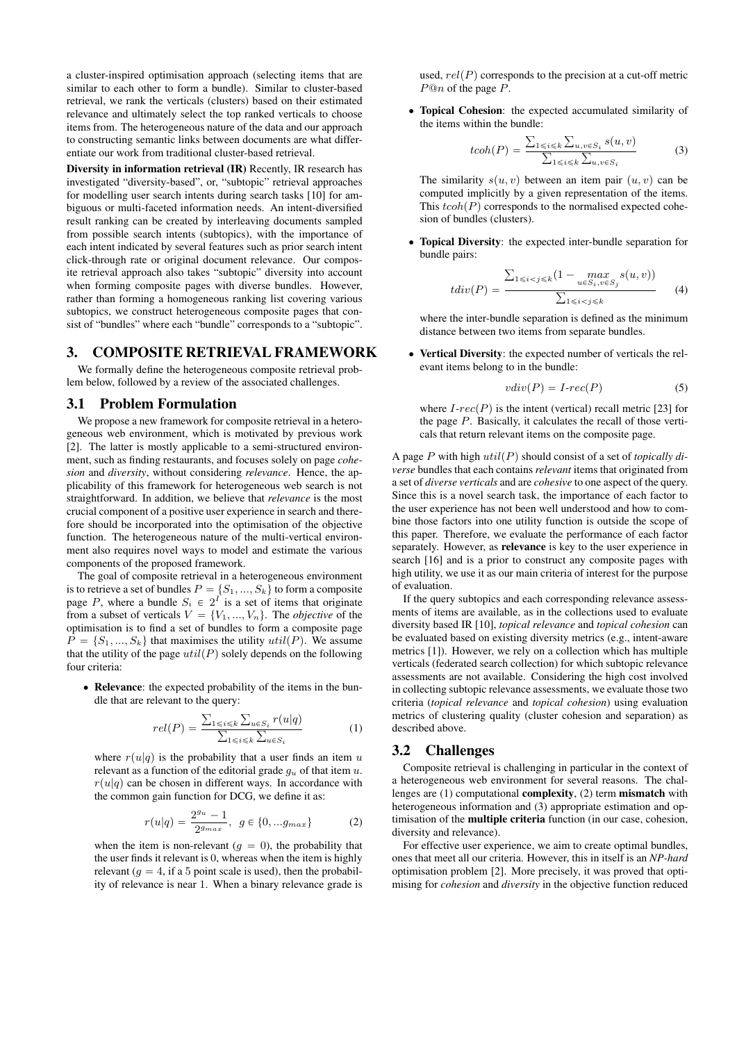a cluster-inspired optimisation approach (selecting items that are similar to each other to form a bundle). Similar to cluster-based retrieval, we rank the verticals (clusters) based on their estimated relevance and ultimately select the top ranked verticals to choose items from. The heterogeneous nature of the data and our approach to constructing semantic links between documents are what differentiate our work from traditional cluster-based retrieval.

**Diversity in information retrieval (IR)** Recently, IR research has investigated "diversity-based", or, "subtopic" retrieval approaches for modelling user search intents during search tasks [10] for ambiguous or multi-faceted information needs. An intent-diversified result ranking can be created by interleaving documents sampled from possible search intents (subtopics), with the importance of each intent indicated by several features such as prior search intent click-through rate or original document relevance. Our composite retrieval approach also takes "subtopic" diversity into account when forming composite pages with diverse bundles. However, rather than forming a homogeneous ranking list covering various subtopics, we construct heterogeneous composite pages that consist of "bundles" where each "bundle" corresponds to a "subtopic".

# 3. COMPOSITE RETRIEVAL FRAMEWORK

We formally define the heterogeneous composite retrieval problem below, followed by a review of the associated challenges.

## 3.1 Problem Formulation

We propose a new framework for composite retrieval in a heterogeneous web environment, which is motivated by previous work [2]. The latter is mostly applicable to a semi-structured environment, such as finding restaurants, and focuses solely on page *cohesion* and *diversity*, without considering *relevance*. Hence, the applicability of this framework for heterogeneous web search is not straightforward. In addition, we believe that *relevance* is the most crucial component of a positive user experience in search and therefore should be incorporated into the optimisation of the objective function. The heterogeneous nature of the multi-vertical environment also requires novel ways to model and estimate the various components of the proposed framework.

The goal of composite retrieval in a heterogeneous environment is to retrieve a set of bundles $P = \{S_1, ..., S_k\}$ to form a composite page $P$, where a bundle $S_i \in 2^I$ is a set of items that originate from a subset of verticals $V = \{V_1, ..., V_n\}$. The *objective* of the optimisation is to find a set of bundles to form a composite page $P = \{S_1, ..., S_k\}$ that maximises the utility $util(P)$. We assume that the utility of the page $util(P)$ solely depends on the following four criteria:

- **Relevance**: the expected probability of the items in the bundle that are relevant to the query:

$$rel(P) = \frac{\sum_{1 \leqslant i \leqslant k} \sum_{u \in S_i} r(u|q)}{\sum_{1 \leqslant i \leqslant k} \sum_{u \in S_i}} \quad (1)$$

  where $r(u|q)$ is the probability that a user finds an item $u$ relevant as a function of the editorial grade $g_u$ of that item $u$. $r(u|q)$ can be chosen in different ways. In accordance with the common gain function for DCG, we define it as:

$$r(u|q) = \frac{2^{g_u} - 1}{2^{g_{max}}}, \; g \in \{0, ...g_{max}\} \quad (2)$$

  when the item is non-relevant ($g = 0$), the probability that the user finds it relevant is 0, whereas when the item is highly relevant ($g = 4$, if a 5 point scale is used), then the probability of relevance is near 1. When a binary relevance grade is used, $rel(P)$ corresponds to the precision at a cut-off metric $P@n$ of the page $P$.

- **Topical Cohesion**: the expected accumulated similarity of the items within the bundle:

$$tcoh(P) = \frac{\sum_{1 \leqslant i \leqslant k} \sum_{u,v \in S_i} s(u, v)}{\sum_{1 \leqslant i \leqslant k} \sum_{u,v \in S_i}} \quad (3)$$

  The similarity $s(u, v)$ between an item pair $(u, v)$ can be computed implicitly by a given representation of the items. This $tcoh(P)$ corresponds to the normalised expected cohesion of bundles (clusters).

- **Topical Diversity**: the expected inter-bundle separation for bundle pairs:

$$tdiv(P) = \frac{\sum_{1 \leqslant i < j \leqslant k} (1 - \max_{u \in S_i, v \in S_j} s(u, v))}{\sum_{1 \leqslant i < j \leqslant k}} \quad (4)$$

  where the inter-bundle separation is defined as the minimum distance between two items from separate bundles.

- **Vertical Diversity**: the expected number of verticals the relevant items belong to in the bundle:

$$vdiv(P) = I\text{-}rec(P) \quad (5)$$

  where $I\text{-}rec(P)$ is the intent (vertical) recall metric [23] for the page $P$. Basically, it calculates the recall of those verticals that return relevant items on the composite page.

A page $P$ with high $util(P)$ should consist of a set of *topically diverse* bundles that each contains *relevant* items that originated from a set of *diverse verticals* and are *cohesive* to one aspect of the query. Since this is a novel search task, the importance of each factor to the user experience has not been well understood and how to combine those factors into one utility function is outside the scope of this paper. Therefore, we evaluate the performance of each factor separately. However, as **relevance** is key to the user experience in search [16] and is a prior to construct any composite pages with high utility, we use it as our main criteria of interest for the purpose of evaluation.

If the query subtopics and each corresponding relevance assessments of items are available, as in the collections used to evaluate diversity based IR [10], *topical relevance* and *topical cohesion* can be evaluated based on existing diversity metrics (e.g., intent-aware metrics [1]). However, we rely on a collection which has multiple verticals (federated search collection) for which subtopic relevance assessments are not available. Considering the high cost involved in collecting subtopic relevance assessments, we evaluate those two criteria (*topical relevance* and *topical cohesion*) using evaluation metrics of clustering quality (cluster cohesion and separation) as described above.

## 3.2 Challenges

Composite retrieval is challenging in particular in the context of a heterogeneous web environment for several reasons. The challenges are (1) computational **complexity**, (2) term **mismatch** with heterogeneous information and (3) appropriate estimation and optimisation of the **multiple criteria** function (in our case, cohesion, diversity and relevance).

For effective user experience, we aim to create optimal bundles, ones that meet all our criteria. However, this in itself is an *NP-hard* optimisation problem [2]. More precisely, it was proved that optimising for *cohesion* and *diversity* in the objective function reduced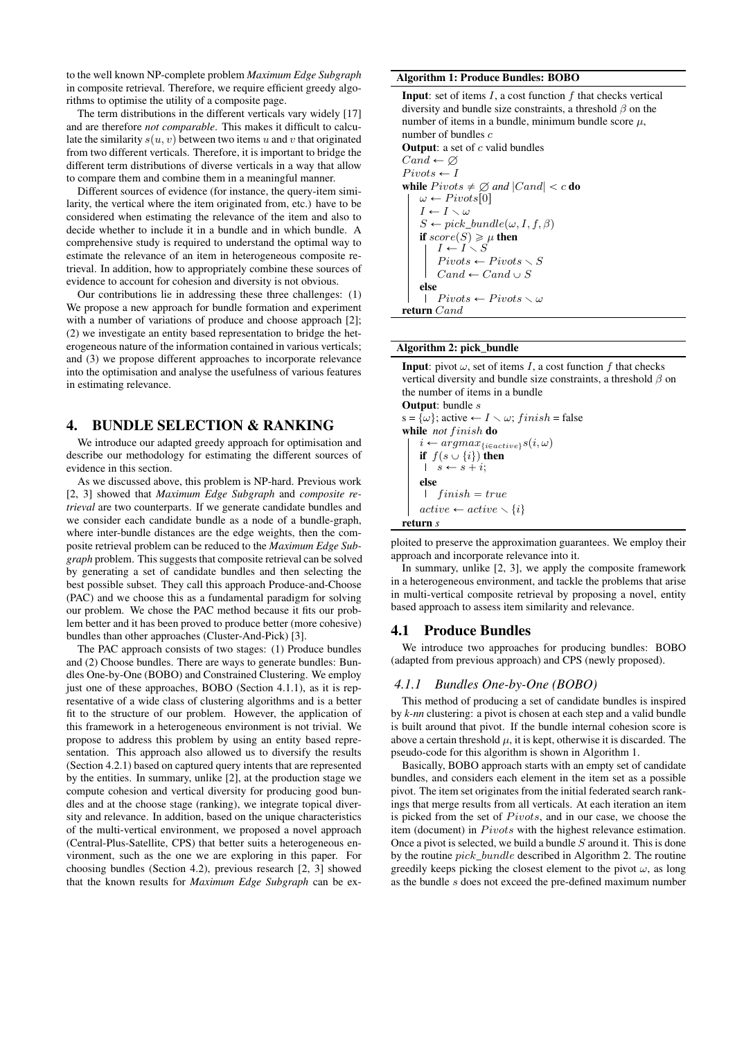to the well known NP-complete problem *Maximum Edge Subgraph* in composite retrieval. Therefore, we require efficient greedy algorithms to optimise the utility of a composite page.

The term distributions in the different verticals vary widely [17] and are therefore *not comparable*. This makes it difficult to calculate the similarity $s(u, v)$ between two items $u$ and $v$ that originated from two different verticals. Therefore, it is important to bridge the different term distributions of diverse verticals in a way that allow to compare them and combine them in a meaningful manner.

Different sources of evidence (for instance, the query-item similarity, the vertical where the item originated from, etc.) have to be considered when estimating the relevance of the item and also to decide whether to include it in a bundle and in which bundle. A comprehensive study is required to understand the optimal way to estimate the relevance of an item in heterogeneous composite retrieval. In addition, how to appropriately combine these sources of evidence to account for cohesion and diversity is not obvious.

Our contributions lie in addressing these three challenges: (1) We propose a new approach for bundle formation and experiment with a number of variations of produce and choose approach [2]; (2) we investigate an entity based representation to bridge the heterogeneous nature of the information contained in various verticals; and (3) we propose different approaches to incorporate relevance into the optimisation and analyse the usefulness of various features in estimating relevance.

# 4. BUNDLE SELECTION & RANKING

We introduce our adapted greedy approach for optimisation and describe our methodology for estimating the different sources of evidence in this section.

As we discussed above, this problem is NP-hard. Previous work [2, 3] showed that *Maximum Edge Subgraph* and *composite retrieval* are two counterparts. If we generate candidate bundles and we consider each candidate bundle as a node of a bundle-graph, where inter-bundle distances are the edge weights, then the composite retrieval problem can be reduced to the *Maximum Edge Subgraph* problem. This suggests that composite retrieval can be solved by generating a set of candidate bundles and then selecting the best possible subset. They call this approach Produce-and-Choose (PAC) and we choose this as a fundamental paradigm for solving our problem. We chose the PAC method because it fits our problem better and it has been proved to produce better (more cohesive) bundles than other approaches (Cluster-And-Pick) [3].

The PAC approach consists of two stages: (1) Produce bundles and (2) Choose bundles. There are ways to generate bundles: Bundles One-by-One (BOBO) and Constrained Clustering. We employ just one of these approaches, BOBO (Section 4.1.1), as it is representative of a wide class of clustering algorithms and is a better fit to the structure of our problem. However, the application of this framework in a heterogeneous environment is not trivial. We propose to address this problem by using an entity based representation. This approach also allowed us to diversify the results (Section 4.2.1) based on captured query intents that are represented by the entities. In summary, unlike [2], at the production stage we compute cohesion and vertical diversity for producing good bundles and at the choose stage (ranking), we integrate topical diversity and relevance. In addition, based on the unique characteristics of the multi-vertical environment, we proposed a novel approach (Central-Plus-Satellite, CPS) that better suits a heterogeneous environment, such as the one we are exploring in this paper. For choosing bundles (Section 4.2), previous research [2, 3] showed that the known results for *Maximum Edge Subgraph* can be exploited to preserve the approximation guarantees. We employ their approach and incorporate relevance into it.

**Algorithm 1: Produce Bundles: BOBO**

**Input**: set of items $I$, a cost function $f$ that checks vertical diversity and bundle size constraints, a threshold $\beta$ on the number of items in a bundle, minimum bundle score $\mu$, number of bundles $c$
**Output**: a set of $c$ valid bundles

```
Cand ← ∅
Pivots ← I
while Pivots ≠ ∅ and |Cand| < c do
    ω ← Pivots[0]
    I ← I ∖ ω
    S ← pick_bundle(ω, I, f, β)
    if score(S) ⩾ μ then
        I ← I ∖ S
        Pivots ← Pivots ∖ S
        Cand ← Cand ∪ S
    else
        Pivots ← Pivots ∖ ω
return Cand
```

**Algorithm 2: pick_bundle**

**Input**: pivot $\omega$, set of items $I$, a cost function $f$ that checks vertical diversity and bundle size constraints, a threshold $\beta$ on the number of items in a bundle
**Output**: bundle $s$

```
s = {ω}; active ← I ∖ ω; finish = false
while not finish do
    i ← argmax_{i∈active} s(i, ω)
    if f(s ∪ {i}) then
        s ← s + i;
    else
        finish = true
    active ← active ∖ {i}
return s
```

In summary, unlike [2, 3], we apply the composite framework in a heterogeneous environment, and tackle the problems that arise in multi-vertical composite retrieval by proposing a novel, entity based approach to assess item similarity and relevance.

## 4.1 Produce Bundles

We introduce two approaches for producing bundles: BOBO (adapted from previous approach) and CPS (newly proposed).

### *4.1.1 Bundles One-by-One (BOBO)*

This method of producing a set of candidate bundles is inspired by *k-nn* clustering: a pivot is chosen at each step and a valid bundle is built around that pivot. If the bundle internal cohesion score is above a certain threshold $\mu$, it is kept, otherwise it is discarded. The pseudo-code for this algorithm is shown in Algorithm 1.

Basically, BOBO approach starts with an empty set of candidate bundles, and considers each element in the item set as a possible pivot. The item set originates from the initial federated search rankings that merge results from all verticals. At each iteration an item is picked from the set of $Pivots$, and in our case, we choose the item (document) in $Pivots$ with the highest relevance estimation. Once a pivot is selected, we build a bundle $S$ around it. This is done by the routine $pick\_bundle$ described in Algorithm 2. The routine greedily keeps picking the closest element to the pivot $\omega$, as long as the bundle $s$ does not exceed the pre-defined maximum number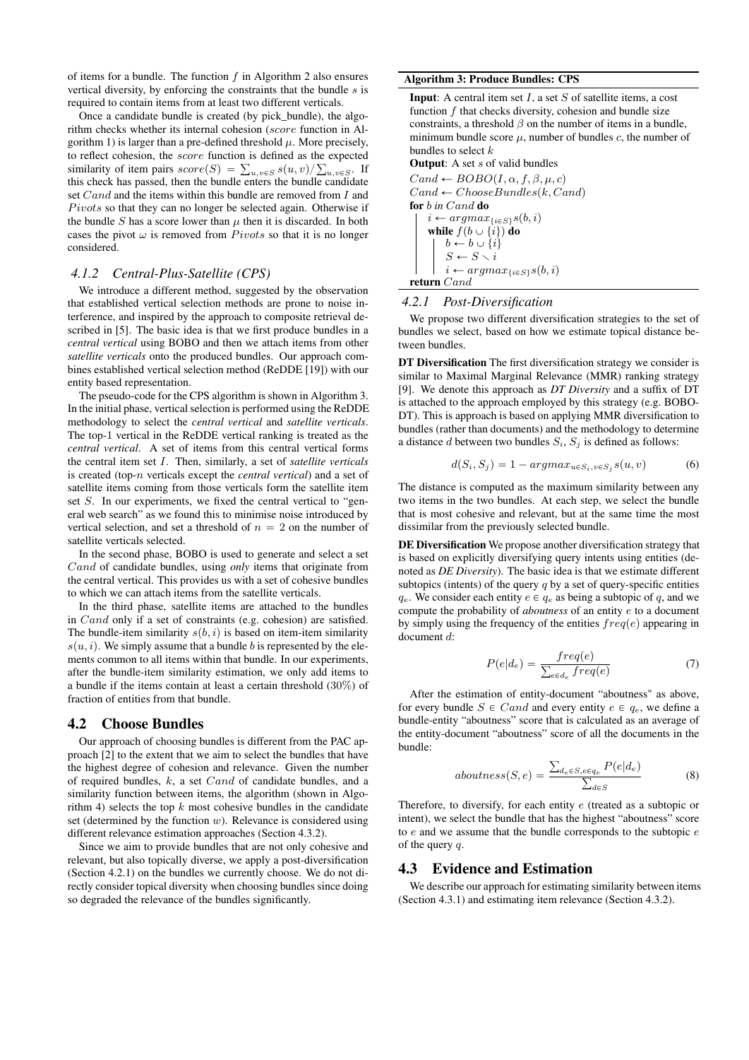of items for a bundle. The function $f$ in Algorithm 2 also ensures vertical diversity, by enforcing the constraints that the bundle $s$ is required to contain items from at least two different verticals.

Once a candidate bundle is created (by pick_bundle), the algorithm checks whether its internal cohesion ($score$ function in Algorithm 1) is larger than a pre-defined threshold $\mu$. More precisely, to reflect cohesion, the $score$ function is defined as the expected similarity of item pairs $score(S) = \sum_{u,v \in S} s(u,v) / \sum_{u,v \in S}$. If this check has passed, then the bundle enters the bundle candidate set $Cand$ and the items within this bundle are removed from $I$ and $Pivots$ so that they can no longer be selected again. Otherwise if the bundle $S$ has a score lower than $\mu$ then it is discarded. In both cases the pivot $\omega$ is removed from $Pivots$ so that it is no longer considered.

### 4.1.2 Central-Plus-Satellite (CPS)

We introduce a different method, suggested by the observation that established vertical selection methods are prone to noise interference, and inspired by the approach to composite retrieval described in [5]. The basic idea is that we first produce bundles in a *central vertical* using BOBO and then we attach items from other *satellite verticals* onto the produced bundles. Our approach combines established vertical selection method (ReDDE [19]) with our entity based representation.

The pseudo-code for the CPS algorithm is shown in Algorithm 3. In the initial phase, vertical selection is performed using the ReDDE methodology to select the *central vertical* and *satellite verticals*. The top-1 vertical in the ReDDE vertical ranking is treated as the *central vertical*. A set of items from this central vertical forms the central item set $I$. Then, similarly, a set of *satellite verticals* is created (top-$n$ verticals except the *central vertical*) and a set of satellite items coming from those verticals form the satellite item set $S$. In our experiments, we fixed the central vertical to "general web search" as we found this to minimise noise introduced by vertical selection, and set a threshold of $n = 2$ on the number of satellite verticals selected.

In the second phase, BOBO is used to generate and select a set $Cand$ of candidate bundles, using *only* items that originate from the central vertical. This provides us with a set of cohesive bundles to which we can attach items from the satellite verticals.

In the third phase, satellite items are attached to the bundles in $Cand$ only if a set of constraints (e.g. cohesion) are satisfied. The bundle-item similarity $s(b,i)$ is based on item-item similarity $s(u,i)$. We simply assume that a bundle $b$ is represented by the elements common to all items within that bundle. In our experiments, after the bundle-item similarity estimation, we only add items to a bundle if the items contain at least a certain threshold (30%) of fraction of entities from that bundle.

**Algorithm 3: Produce Bundles: CPS**

**Input**: A central item set $I$, a set $S$ of satellite items, a cost function $f$ that checks diversity, cohesion and bundle size constraints, a threshold $\beta$ on the number of items in a bundle, minimum bundle score $\mu$, number of bundles $c$, the number of bundles to select $k$

**Output**: A set $s$ of valid bundles

```
Cand ← BOBO(I, α, f, β, μ, c)
Cand ← ChooseBundles(k, Cand)
for b in Cand do
    i ← argmax_{i∈S} s(b, i)
    while f(b ∪ {i}) do
        b ← b ∪ {i}
        S ← S ∖ i
        i ← argmax_{i∈S} s(b, i)
return Cand
```

## 4.2 Choose Bundles

Our approach of choosing bundles is different from the PAC approach [2] to the extent that we aim to select the bundles that have the highest degree of cohesion and relevance. Given the number of required bundles, $k$, a set $Cand$ of candidate bundles, and a similarity function between items, the algorithm (shown in Algorithm 4) selects the top $k$ most cohesive bundles in the candidate set (determined by the function $w$). Relevance is considered using different relevance estimation approaches (Section 4.3.2).

Since we aim to provide bundles that are not only cohesive and relevant, but also topically diverse, we apply a post-diversification (Section 4.2.1) on the bundles we currently choose. We do not directly consider topical diversity when choosing bundles since doing so degraded the relevance of the bundles significantly.

### 4.2.1 Post-Diversification

We propose two different diversification strategies to the set of bundles we select, based on how we estimate topical distance between bundles.

**DT Diversification** The first diversification strategy we consider is similar to Maximal Marginal Relevance (MMR) ranking strategy [9]. We denote this approach as ***DT Diversity*** and a suffix of DT is attached to the approach employed by this strategy (e.g. BOBO-DT). This is approach is based on applying MMR diversification to bundles (rather than documents) and the methodology to determine a distance $d$ between two bundles $S_i$, $S_j$ is defined as follows:

$$d(S_i, S_j) = 1 - argmax_{u \in S_i, v \in S_j} s(u, v) \tag{6}$$

The distance is computed as the maximum similarity between any two items in the two bundles. At each step, we select the bundle that is most cohesive and relevant, but at the same time the most dissimilar from the previously selected bundle.

**DE Diversification** We propose another diversification strategy that is based on explicitly diversifying query intents using entities (denoted as ***DE Diversity***). The basic idea is that we estimate different subtopics (intents) of the query $q$ by a set of query-specific entities $q_e$. We consider each entity $e \in q_e$ as being a subtopic of $q$, and we compute the probability of *aboutness* of an entity $e$ to a document by simply using the frequency of the entities $freq(e)$ appearing in document $d$:

$$P(e|d_e) = \frac{freq(e)}{\sum_{e \in d_e} freq(e)} \tag{7}$$

After the estimation of entity-document "aboutness" as above, for every bundle $S \in Cand$ and every entity $e \in q_e$, we define a bundle-entity "aboutness" score that is calculated as an average of the entity-document "aboutness" score of all the documents in the bundle:

$$aboutness(S, e) = \frac{\sum_{d_e \in S, e \in q_e} P(e|d_e)}{\sum_{d \in S}} \tag{8}$$

Therefore, to diversify, for each entity $e$ (treated as a subtopic or intent), we select the bundle that has the highest "aboutness" score to $e$ and we assume that the bundle corresponds to the subtopic $e$ of the query $q$.

## 4.3 Evidence and Estimation

We describe our approach for estimating similarity between items (Section 4.3.1) and estimating item relevance (Section 4.3.2).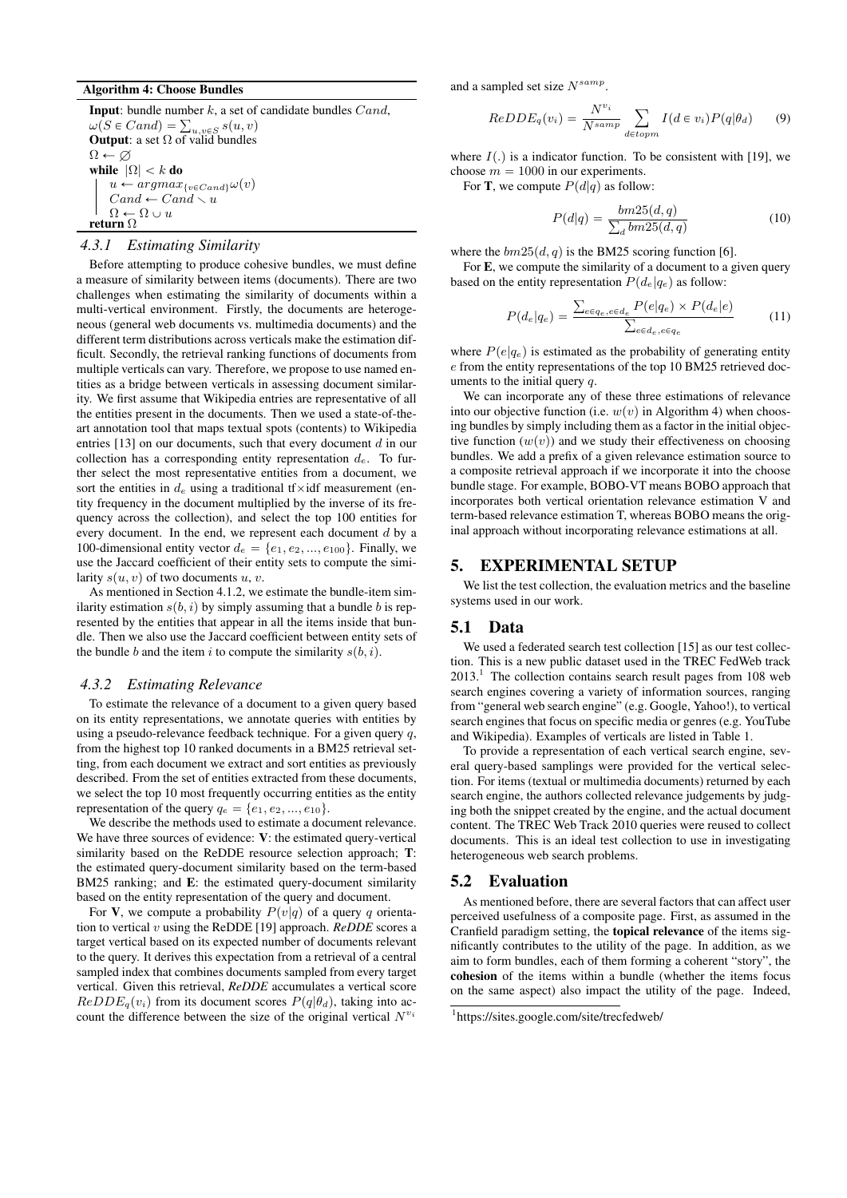**Algorithm 4: Choose Bundles**

**Input**: bundle number $k$, a set of candidate bundles $Cand$, $\omega(S \in Cand) = \sum_{u,v \in S} s(u, v)$
**Output**: a set $\Omega$ of valid bundles
$\Omega \leftarrow \varnothing$
**while** $|\Omega| < k$ **do**
  $u \leftarrow argmax_{\{v \in Cand\}} \omega(v)$
  $Cand \leftarrow Cand \setminus u$
  $\Omega \leftarrow \Omega \cup u$
**return** $\Omega$

### *4.3.1 Estimating Similarity*

Before attempting to produce cohesive bundles, we must define a measure of similarity between items (documents). There are two challenges when estimating the similarity of documents within a multi-vertical environment. Firstly, the documents are heterogeneous (general web documents vs. multimedia documents) and the different term distributions across verticals make the estimation difficult. Secondly, the retrieval ranking functions of documents from multiple verticals can vary. Therefore, we propose to use named entities as a bridge between verticals in assessing document similarity. We first assume that Wikipedia entries are representative of all the entities present in the documents. Then we used a state-of-the-art annotation tool that maps textual spots (contents) to Wikipedia entries [13] on our documents, such that every document $d$ in our collection has a corresponding entity representation $d_e$. To further select the most representative entities from a document, we sort the entities in $d_e$ using a traditional tf×idf measurement (entity frequency in the document multiplied by the inverse of its frequency across the collection), and select the top 100 entities for every document. In the end, we represent each document $d$ by a 100-dimensional entity vector $d_e = \{e_1, e_2, ..., e_{100}\}$. Finally, we use the Jaccard coefficient of their entity sets to compute the similarity $s(u, v)$ of two documents $u$, $v$.

As mentioned in Section 4.1.2, we estimate the bundle-item similarity estimation $s(b, i)$ by simply assuming that a bundle $b$ is represented by the entities that appear in all the items inside that bundle. Then we also use the Jaccard coefficient between entity sets of the bundle $b$ and the item $i$ to compute the similarity $s(b, i)$.

### *4.3.2 Estimating Relevance*

To estimate the relevance of a document to a given query based on its entity representations, we annotate queries with entities by using a pseudo-relevance feedback technique. For a given query $q$, from the highest top 10 ranked documents in a BM25 retrieval setting, from each document we extract and sort entities as previously described. From the set of entities extracted from these documents, we select the top 10 most frequently occurring entities as the entity representation of the query $q_e = \{e_1, e_2, ..., e_{10}\}$.

We describe the methods used to estimate a document relevance. We have three sources of evidence: **V**: the estimated query-vertical similarity based on the ReDDE resource selection approach; **T**: the estimated query-document similarity based on the term-based BM25 ranking; and **E**: the estimated query-document similarity based on the entity representation of the query and document.

For **V**, we compute a probability $P(v|q)$ of a query $q$ orientation to vertical $v$ using the ReDDE [19] approach. *ReDDE* scores a target vertical based on its expected number of documents relevant to the query. It derives this expectation from a retrieval of a central sampled index that combines documents sampled from every target vertical. Given this retrieval, *ReDDE* accumulates a vertical score $ReDDE_q(v_i)$ from its document scores $P(q|\theta_d)$, taking into account the difference between the size of the original vertical $N^{v_i}$ and a sampled set size $N^{samp}$.

$$ReDDE_q(v_i) = \frac{N^{v_i}}{N^{samp}} \sum_{d \in topm} I(d \in v_i) P(q|\theta_d) \tag{9}$$

where $I(.)$ is a indicator function. To be consistent with [19], we choose $m = 1000$ in our experiments.

For **T**, we compute $P(d|q)$ as follow:

$$P(d|q) = \frac{bm25(d, q)}{\sum_d bm25(d, q)} \tag{10}$$

where the $bm25(d, q)$ is the BM25 scoring function [6].

For **E**, we compute the similarity of a document to a given query based on the entity representation $P(d_e|q_e)$ as follow:

$$P(d_e|q_e) = \frac{\sum_{e \in q_e, e \in d_e} P(e|q_e) \times P(d_e|e)}{\sum_{e \in d_e, e \in q_e}} \tag{11}$$

where $P(e|q_e)$ is estimated as the probability of generating entity $e$ from the entity representations of the top 10 BM25 retrieved documents to the initial query $q$.

We can incorporate any of these three estimations of relevance into our objective function (i.e. $w(v)$ in Algorithm 4) when choosing bundles by simply including them as a factor in the initial objective function ($w(v)$) and we study their effectiveness on choosing bundles. We add a prefix of a given relevance estimation source to a composite retrieval approach if we incorporate it into the choose bundle stage. For example, BOBO-VT means BOBO approach that incorporates both vertical orientation relevance estimation V and term-based relevance estimation T, whereas BOBO means the original approach without incorporating relevance estimations at all.

## 5. EXPERIMENTAL SETUP

We list the test collection, the evaluation metrics and the baseline systems used in our work.

## 5.1 Data

We used a federated search test collection [15] as our test collection. This is a new public dataset used in the TREC FedWeb track 2013.[1] The collection contains search result pages from 108 web search engines covering a variety of information sources, ranging from "general web search engine" (e.g. Google, Yahoo!), to vertical search engines that focus on specific media or genres (e.g. YouTube and Wikipedia). Examples of verticals are listed in Table 1.

To provide a representation of each vertical search engine, several query-based samplings were provided for the vertical selection. For items (textual or multimedia documents) returned by each search engine, the authors collected relevance judgements by judging both the snippet created by the engine, and the actual document content. The TREC Web Track 2010 queries were reused to collect documents. This is an ideal test collection to use in investigating heterogeneous web search problems.

## 5.2 Evaluation

As mentioned before, there are several factors that can affect user perceived usefulness of a composite page. First, as assumed in the Cranfield paradigm setting, the **topical relevance** of the items significantly contributes to the utility of the page. In addition, as we aim to form bundles, each of them forming a coherent "story", the **cohesion** of the items within a bundle (whether the items focus on the same aspect) also impact the utility of the page. Indeed,

[1] https://sites.google.com/site/trecfedweb/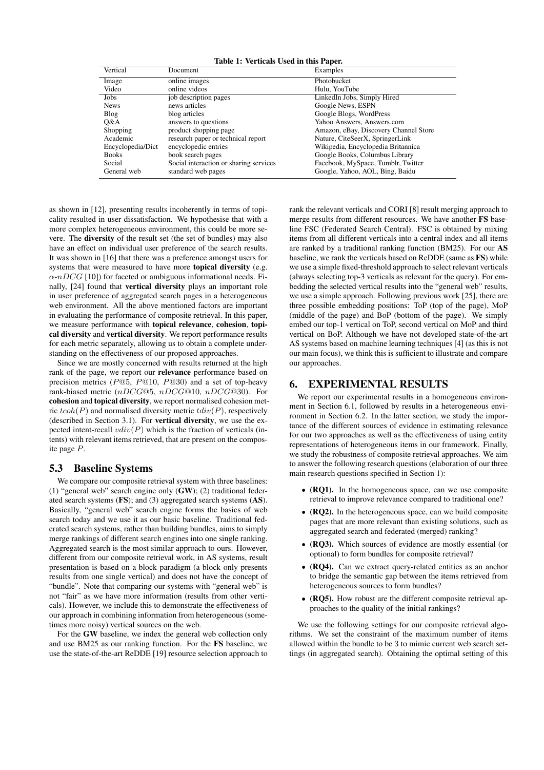**Table 1: Verticals Used in this Paper.**

| Vertical | Document | Examples |
|---|---|---|
| Image | online images | Photobucket |
| Video | online videos | Hulu, YouTube |
| Jobs | job description pages | LinkedIn Jobs, Simply Hired |
| News | news articles | Google News, ESPN |
| Blog | blog articles | Google Blogs, WordPress |
| Q&A | answers to questions | Yahoo Answers, Answers.com |
| Shopping | product shopping page | Amazon, eBay, Discovery Channel Store |
| Academic | research paper or technical report | Nature, CiteSeerX, SpringerLink |
| Encyclopedia/Dict | encyclopedic entries | Wikipedia, Encyclopedia Britannica |
| Books | book search pages | Google Books, Columbus Library |
| Social | Social interaction or sharing services | Facebook, MySpace, Tumblr, Twitter |
| General web | standard web pages | Google, Yahoo, AOL, Bing, Baidu |

as shown in [12], presenting results incoherently in terms of topicality resulted in user dissatisfaction. We hypothesise that with a more complex heterogeneous environment, this could be more severe. The **diversity** of the result set (the set of bundles) may also have an effect on individual user preference of the search results. It was shown in [16] that there was a preference amongst users for systems that were measured to have more **topical diversity** (e.g. $\alpha$-$nDCG$ [10]) for faceted or ambiguous informational needs. Finally, [24] found that **vertical diversity** plays an important role in user preference of aggregated search pages in a heterogeneous web environment. All the above mentioned factors are important in evaluating the performance of composite retrieval. In this paper, we measure performance with **topical relevance**, **cohesion**, **topical diversity** and **vertical diversity**. We report performance results for each metric separately, allowing us to obtain a complete understanding on the effectiveness of our proposed approaches.

Since we are mostly concerned with results returned at the high rank of the page, we report our **relevance** performance based on precision metrics ($P@5$, $P@10$, $P@30$) and a set of top-heavy rank-biased metric ($nDCG@5$, $nDCG@10$, $nDCG@30$). For **cohesion** and **topical diversity**, we report normalised cohesion metric $tcoh(P)$ and normalised diversity metric $tdiv(P)$, respectively (described in Section 3.1). For **vertical diversity**, we use the expected intent-recall $vdiv(P)$ which is the fraction of verticals (intents) with relevant items retrieved, that are present on the composite page $P$.

## 5.3 Baseline Systems

We compare our composite retrieval system with three baselines: (1) "general web" search engine only (**GW**); (2) traditional federated search systems (**FS**); and (3) aggregated search systems (**AS**). Basically, "general web" search engine forms the basics of web search today and we use it as our basic baseline. Traditional federated search systems, rather than building bundles, aims to simply merge rankings of different search engines into one single ranking. Aggregated search is the most similar approach to ours. However, different from our composite retrieval work, in AS systems, result presentation is based on a block paradigm (a block only presents results from one single vertical) and does not have the concept of "bundle". Note that comparing our systems with "general web" is not "fair" as we have more information (results from other verticals). However, we include this to demonstrate the effectiveness of our approach in combining information from heterogeneous (sometimes more noisy) vertical sources on the web.

For the **GW** baseline, we index the general web collection only and use BM25 as our ranking function. For the **FS** baseline, we use the state-of-the-art ReDDE [19] resource selection approach to rank the relevant verticals and CORI [8] result merging approach to merge results from different resources. We have another **FS** baseline FSC (Federated Search Central). FSC is obtained by mixing items from all different verticals into a central index and all items are ranked by a traditional ranking function (BM25). For our **AS** baseline, we rank the verticals based on ReDDE (same as **FS**) while we use a simple fixed-threshold approach to select relevant verticals (always selecting top-3 verticals as relevant for the query). For embedding the selected vertical results into the "general web" results, we use a simple approach. Following previous work [25], there are three possible embedding positions: ToP (top of the page), MoP (middle of the page) and BoP (bottom of the page). We simply embed our top-1 vertical on ToP, second vertical on MoP and third vertical on BoP. Although we have not developed state-of-the-art AS systems based on machine learning techniques [4] (as this is not our main focus), we think this is sufficient to illustrate and compare our approaches.

# 6. EXPERIMENTAL RESULTS

We report our experimental results in a homogeneous environment in Section 6.1, followed by results in a heterogeneous environment in Section 6.2. In the latter section, we study the importance of the different sources of evidence in estimating relevance for our two approaches as well as the effectiveness of using entity representations of heterogeneous items in our framework. Finally, we study the robustness of composite retrieval approaches. We aim to answer the following research questions (elaboration of our three main research questions specified in Section 1):

- **(RQ1).** In the homogeneous space, can we use composite retrieval to improve relevance compared to traditional one?
- **(RQ2).** In the heterogeneous space, can we build composite pages that are more relevant than existing solutions, such as aggregated search and federated (merged) ranking?
- **(RQ3).** Which sources of evidence are mostly essential (or optional) to form bundles for composite retrieval?
- **(RQ4).** Can we extract query-related entities as an anchor to bridge the semantic gap between the items retrieved from heterogeneous sources to form bundles?
- **(RQ5).** How robust are the different composite retrieval approaches to the quality of the initial rankings?

We use the following settings for our composite retrieval algorithms. We set the constraint of the maximum number of items allowed within the bundle to be 3 to mimic current web search settings (in aggregated search). Obtaining the optimal setting of this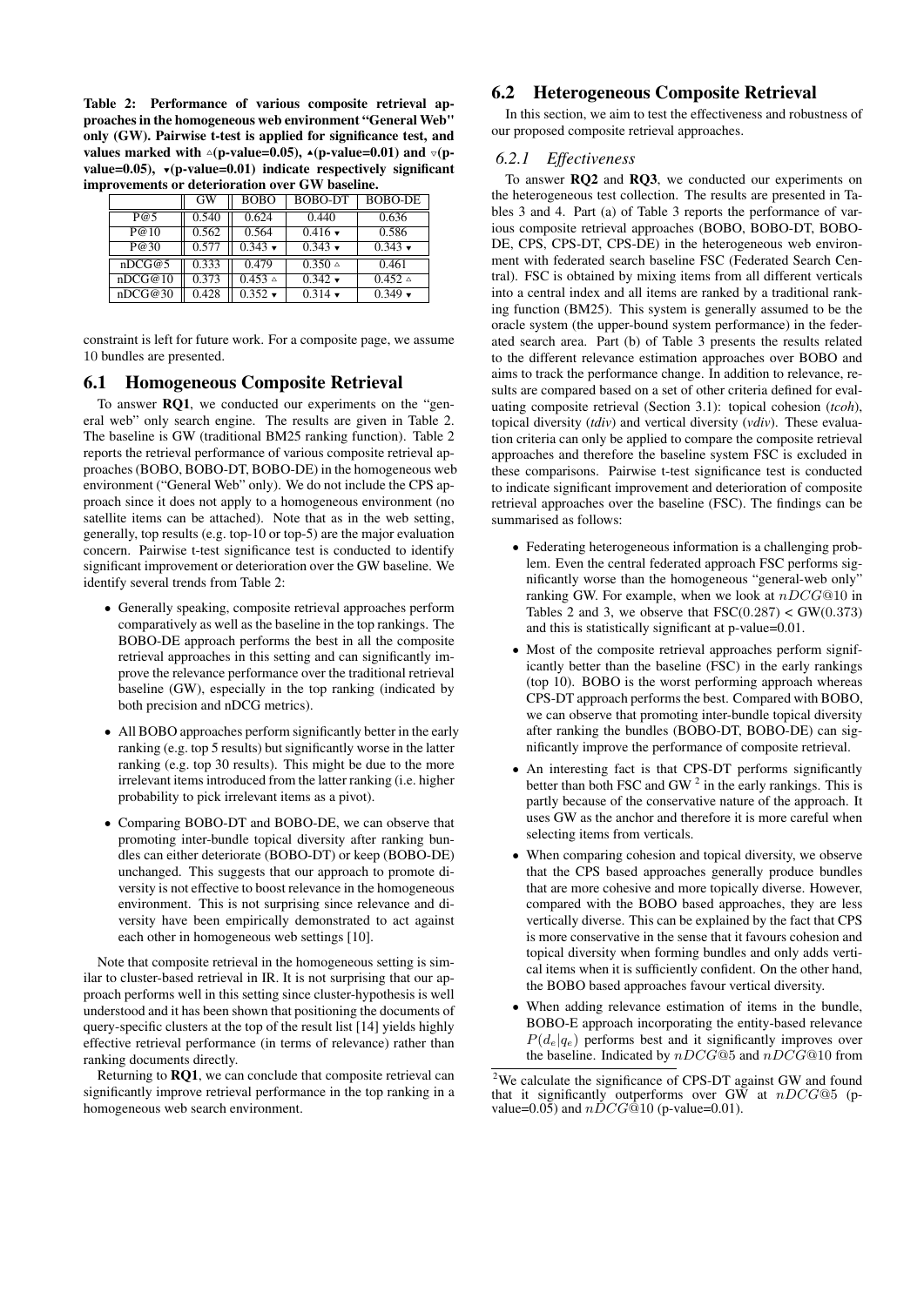Table 2: Performance of various composite retrieval approaches in the homogeneous web environment "General Web" only (GW). Pairwise t-test is applied for significance test, and values marked with △(p-value=0.05), ▲(p-value=0.01) and ▽(p-value=0.05), ▼(p-value=0.01) indicate respectively significant improvements or deterioration over GW baseline.

| | GW | BOBO | BOBO-DT | BOBO-DE |
|---|---|---|---|---|
| P@5 | 0.540 | 0.624 | 0.440 | 0.636 |
| P@10 | 0.562 | 0.564 | 0.416 ▼ | 0.586 |
| P@30 | 0.577 | 0.343 ▼ | 0.343 ▼ | 0.343 ▼ |
| nDCG@5 | 0.333 | 0.479 | 0.350 △ | 0.461 |
| nDCG@10 | 0.373 | 0.453 △ | 0.342 ▼ | 0.452 △ |
| nDCG@30 | 0.428 | 0.352 ▼ | 0.314 ▼ | 0.349 ▼ |

constraint is left for future work. For a composite page, we assume 10 bundles are presented.

## 6.1 Homogeneous Composite Retrieval

To answer **RQ1**, we conducted our experiments on the "general web" only search engine. The results are given in Table 2. The baseline is GW (traditional BM25 ranking function). Table 2 reports the retrieval performance of various composite retrieval approaches (BOBO, BOBO-DT, BOBO-DE) in the homogeneous web environment ("General Web" only). We do not include the CPS approach since it does not apply to a homogeneous environment (no satellite items can be attached). Note that as in the web setting, generally, top results (e.g. top-10 or top-5) are the major evaluation concern. Pairwise t-test significance test is conducted to identify significant improvement or deterioration over the GW baseline. We identify several trends from Table 2:

- Generally speaking, composite retrieval approaches perform comparatively as well as the baseline in the top rankings. The BOBO-DE approach performs the best in all the composite retrieval approaches in this setting and can significantly improve the relevance performance over the traditional retrieval baseline (GW), especially in the top ranking (indicated by both precision and nDCG metrics).
- All BOBO approaches perform significantly better in the early ranking (e.g. top 5 results) but significantly worse in the latter ranking (e.g. top 30 results). This might be due to the more irrelevant items introduced from the latter ranking (i.e. higher probability to pick irrelevant items as a pivot).
- Comparing BOBO-DT and BOBO-DE, we can observe that promoting inter-bundle topical diversity after ranking bundles can either deteriorate (BOBO-DT) or keep (BOBO-DE) unchanged. This suggests that our approach to promote diversity is not effective to boost relevance in the homogeneous environment. This is not surprising since relevance and diversity have been empirically demonstrated to act against each other in homogeneous web settings [10].

Note that composite retrieval in the homogeneous setting is similar to cluster-based retrieval in IR. It is not surprising that our approach performs well in this setting since cluster-hypothesis is well understood and it has been shown that positioning the documents of query-specific clusters at the top of the result list [14] yields highly effective retrieval performance (in terms of relevance) rather than ranking documents directly.

Returning to **RQ1**, we can conclude that composite retrieval can significantly improve retrieval performance in the top ranking in a homogeneous web search environment.

## 6.2 Heterogeneous Composite Retrieval

In this section, we aim to test the effectiveness and robustness of our proposed composite retrieval approaches.

### 6.2.1 Effectiveness

To answer **RQ2** and **RQ3**, we conducted our experiments on the heterogeneous test collection. The results are presented in Tables 3 and 4. Part (a) of Table 3 reports the performance of various composite retrieval approaches (BOBO, BOBO-DT, BOBO-DE, CPS, CPS-DT, CPS-DE) in the heterogeneous web environment with federated search baseline FSC (Federated Search Central). FSC is obtained by mixing items from all different verticals into a central index and all items are ranked by a traditional ranking function (BM25). This system is generally assumed to be the oracle system (the upper-bound system performance) in the federated search area. Part (b) of Table 3 presents the results related to the different relevance estimation approaches over BOBO and aims to track the performance change. In addition to relevance, results are compared based on a set of other criteria defined for evaluating composite retrieval (Section 3.1): topical cohesion (*tcoh*), topical diversity (*tdiv*) and vertical diversity (*vdiv*). These evaluation criteria can only be applied to compare the composite retrieval approaches and therefore the baseline system FSC is excluded in these comparisons. Pairwise t-test significance test is conducted to indicate significant improvement and deterioration of composite retrieval approaches over the baseline (FSC). The findings can be summarised as follows:

- Federating heterogeneous information is a challenging problem. Even the central federated approach FSC performs significantly worse than the homogeneous "general-web only" ranking GW. For example, when we look at $nDCG@10$ in Tables 2 and 3, we observe that FSC(0.287) < GW(0.373) and this is statistically significant at p-value=0.01.
- Most of the composite retrieval approaches perform significantly better than the baseline (FSC) in the early rankings (top 10). BOBO is the worst performing approach whereas CPS-DT approach performs the best. Compared with BOBO, we can observe that promoting inter-bundle topical diversity after ranking the bundles (BOBO-DT, BOBO-DE) can significantly improve the performance of composite retrieval.
- An interesting fact is that CPS-DT performs significantly better than both FSC and GW [2] in the early rankings. This is partly because of the conservative nature of the approach. It uses GW as the anchor and therefore it is more careful when selecting items from verticals.
- When comparing cohesion and topical diversity, we observe that the CPS based approaches generally produce bundles that are more cohesive and more topically diverse. However, compared with the BOBO based approaches, they are less vertically diverse. This can be explained by the fact that CPS is more conservative in the sense that it favours cohesion and topical diversity when forming bundles and only adds vertical items when it is sufficiently confident. On the other hand, the BOBO based approaches favour vertical diversity.
- When adding relevance estimation of items in the bundle, BOBO-E approach incorporating the entity-based relevance $P(d_e|q_e)$ performs best and it significantly improves over the baseline. Indicated by $nDCG@5$ and $nDCG@10$ from

[2] We calculate the significance of CPS-DT against GW and found that it significantly outperforms over GW at $nDCG@5$ (p-value=0.05) and $nDCG@10$ (p-value=0.01).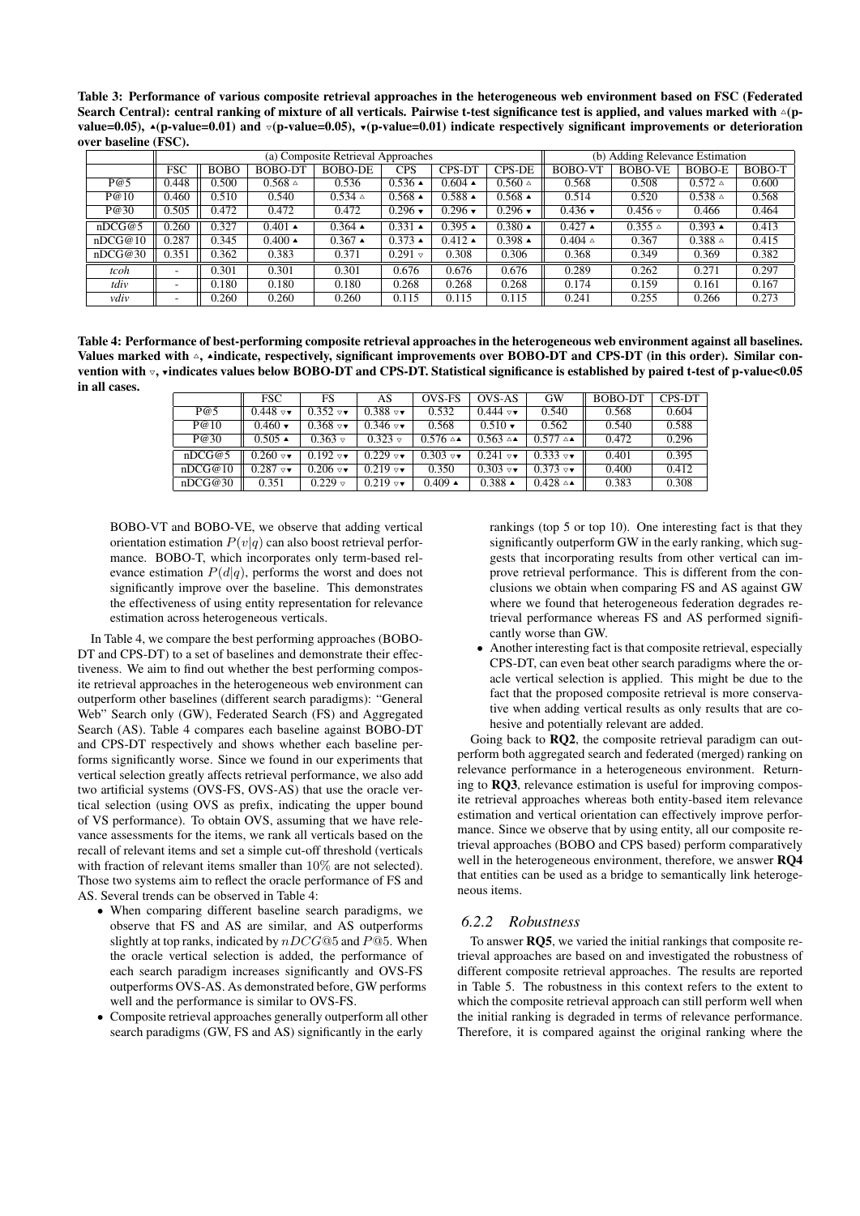**Table 3: Performance of various composite retrieval approaches in the heterogeneous web environment based on FSC (Federated Search Central): central ranking of mixture of all verticals. Pairwise t-test significance test is applied, and values marked with △(p-value=0.05), ▲(p-value=0.01) and ▽(p-value=0.05), ▼(p-value=0.01) indicate respectively significant improvements or deterioration over baseline (FSC).**

| | (a) Composite Retrieval Approaches | | | | | | | (b) Adding Relevance Estimation | | | |
|---|---|---|---|---|---|---|---|---|---|---|---|
| | FSC | BOBO | BOBO-DT | BOBO-DE | CPS | CPS-DT | CPS-DE | BOBO-VT | BOBO-VE | BOBO-E | BOBO-T |
| P@5 | 0.448 | 0.500 | 0.568 △ | 0.536 | 0.536 ▲ | 0.604 ▲ | 0.560 △ | 0.568 | 0.508 | 0.572 △ | 0.600 |
| P@10 | 0.460 | 0.510 | 0.540 | 0.534 △ | 0.568 ▲ | 0.588 ▲ | 0.568 ▲ | 0.514 | 0.520 | 0.538 △ | 0.568 |
| P@30 | 0.505 | 0.472 | 0.472 | 0.472 | 0.296 ▼ | 0.296 ▼ | 0.296 ▼ | 0.436 ▼ | 0.456 ▽ | 0.466 | 0.464 |
| nDCG@5 | 0.260 | 0.327 | 0.401 ▲ | 0.364 ▲ | 0.331 ▲ | 0.395 ▲ | 0.380 ▲ | 0.427 ▲ | 0.355 △ | 0.393 ▲ | 0.413 |
| nDCG@10 | 0.287 | 0.345 | 0.400 ▲ | 0.367 ▲ | 0.373 ▲ | 0.412 ▲ | 0.398 ▲ | 0.404 △ | 0.367 | 0.388 △ | 0.415 |
| nDCG@30 | 0.351 | 0.362 | 0.383 | 0.371 | 0.291 ▽ | 0.308 | 0.306 | 0.368 | 0.349 | 0.369 | 0.382 |
| *tcoh* | - | 0.301 | 0.301 | 0.301 | 0.676 | 0.676 | 0.676 | 0.289 | 0.262 | 0.271 | 0.297 |
| *tdiv* | - | 0.180 | 0.180 | 0.180 | 0.268 | 0.268 | 0.268 | 0.174 | 0.159 | 0.161 | 0.167 |
| *vdiv* | - | 0.260 | 0.260 | 0.260 | 0.115 | 0.115 | 0.115 | 0.241 | 0.255 | 0.266 | 0.273 |

**Table 4: Performance of best-performing composite retrieval approaches in the heterogeneous web environment against all baselines. Values marked with △, ▲indicate, respectively, significant improvements over BOBO-DT and CPS-DT (in this order). Similar convention with ▽, ▼indicates values below BOBO-DT and CPS-DT. Statistical significance is established by paired t-test of p-value<0.05 in all cases.**

| | FSC | FS | AS | OVS-FS | OVS-AS | GW | BOBO-DT | CPS-DT |
|---|---|---|---|---|---|---|---|---|
| P@5 | 0.448 ▽▼ | 0.352 ▽▼ | 0.388 ▽▼ | 0.532 | 0.444 ▽▼ | 0.540 | 0.568 | 0.604 |
| P@10 | 0.460 ▼ | 0.368 ▽▼ | 0.346 ▽▼ | 0.568 | 0.510 ▼ | 0.562 | 0.540 | 0.588 |
| P@30 | 0.505 ▲ | 0.363 ▽ | 0.323 ▽ | 0.576 △▲ | 0.563 △▲ | 0.577 △▲ | 0.472 | 0.296 |
| nDCG@5 | 0.260 ▽▼ | 0.192 ▽▼ | 0.229 ▽▼ | 0.303 ▽▼ | 0.241 ▽▼ | 0.333 ▽▼ | 0.401 | 0.395 |
| nDCG@10 | 0.287 ▽▼ | 0.206 ▽▼ | 0.219 ▽▼ | 0.350 | 0.303 ▽▼ | 0.373 ▽▼ | 0.400 | 0.412 |
| nDCG@30 | 0.351 | 0.229 ▽ | 0.219 ▽▼ | 0.409 ▲ | 0.388 ▲ | 0.428 △▲ | 0.383 | 0.308 |

BOBO-VT and BOBO-VE, we observe that adding vertical orientation estimation $P(v|q)$ can also boost retrieval performance. BOBO-T, which incorporates only term-based relevance estimation $P(d|q)$, performs the worst and does not significantly improve over the baseline. This demonstrates the effectiveness of using entity representation for relevance estimation across heterogeneous verticals.

In Table 4, we compare the best performing approaches (BOBO-DT and CPS-DT) to a set of baselines and demonstrate their effectiveness. We aim to find out whether the best performing composite retrieval approaches in the heterogeneous web environment can outperform other baselines (different search paradigms): "General Web" Search only (GW), Federated Search (FS) and Aggregated Search (AS). Table 4 compares each baseline against BOBO-DT and CPS-DT respectively and shows whether each baseline performs significantly worse. Since we found in our experiments that vertical selection greatly affects retrieval performance, we also add two artificial systems (OVS-FS, OVS-AS) that use the oracle vertical selection (using OVS as prefix, indicating the upper bound of VS performance). To obtain OVS, assuming that we have relevance assessments for the items, we rank all verticals based on the recall of relevant items and set a simple cut-off threshold (verticals with fraction of relevant items smaller than $10\%$ are not selected). Those two systems aim to reflect the oracle performance of FS and AS. Several trends can be observed in Table 4:

- When comparing different baseline search paradigms, we observe that FS and AS are similar, and AS outperforms slightly at top ranks, indicated by $nDCG@5$ and $P@5$. When the oracle vertical selection is added, the performance of each search paradigm increases significantly and OVS-FS outperforms OVS-AS. As demonstrated before, GW performs well and the performance is similar to OVS-FS.
- Composite retrieval approaches generally outperform all other search paradigms (GW, FS and AS) significantly in the early rankings (top 5 or top 10). One interesting fact is that they significantly outperform GW in the early ranking, which suggests that incorporating results from other vertical can improve retrieval performance. This is different from the conclusions we obtain when comparing FS and AS against GW where we found that heterogeneous federation degrades retrieval performance whereas FS and AS performed significantly worse than GW.
- Another interesting fact is that composite retrieval, especially CPS-DT, can even beat other search paradigms where the oracle vertical selection is applied. This might be due to the fact that the proposed composite retrieval is more conservative when adding vertical results as only results that are cohesive and potentially relevant are added.

Going back to **RQ2**, the composite retrieval paradigm can outperform both aggregated search and federated (merged) ranking on relevance performance in a heterogeneous environment. Returning to **RQ3**, relevance estimation is useful for improving composite retrieval approaches whereas both entity-based item relevance estimation and vertical orientation can effectively improve performance. Since we observe that by using entity, all our composite retrieval approaches (BOBO and CPS based) perform comparatively well in the heterogeneous environment, therefore, we answer **RQ4** that entities can be used as a bridge to semantically link heterogeneous items.

### 6.2.2 Robustness

To answer **RQ5**, we varied the initial rankings that composite retrieval approaches are based on and investigated the robustness of different composite retrieval approaches. The results are reported in Table 5. The robustness in this context refers to the extent to which the composite retrieval approach can still perform well when the initial ranking is degraded in terms of relevance performance. Therefore, it is compared against the original ranking where the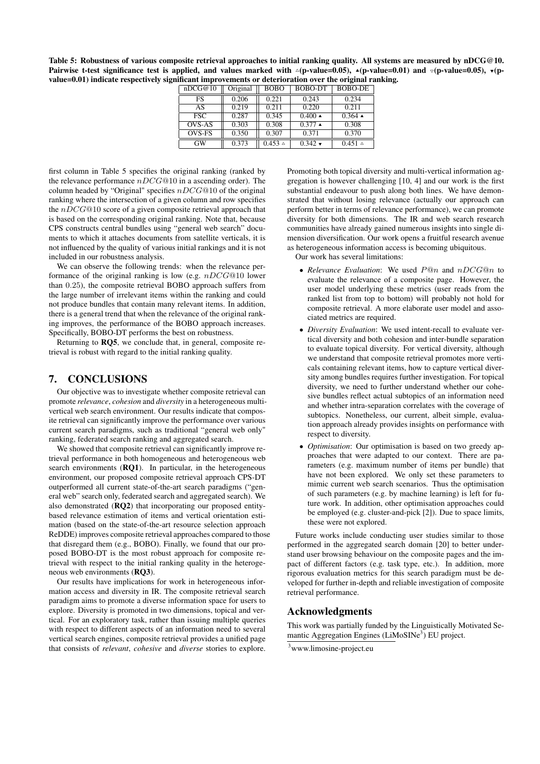**Table 5: Robustness of various composite retrieval approaches to initial ranking quality. All systems are measured by nDCG@10. Pairwise t-test significance test is applied, and values marked with △(p-value=0.05), ▲(p-value=0.01) and ▽(p-value=0.05), ▼(p-value=0.01) indicate respectively significant improvements or deterioration over the original ranking.**

| nDCG@10 | Original | BOBO | BOBO-DT | BOBO-DE |
|---|---|---|---|---|
| FS | 0.206 | 0.221 | 0.243 | 0.234 |
| AS | 0.219 | 0.211 | 0.220 | 0.211 |
| FSC | 0.287 | 0.345 | 0.400 ▲ | 0.364 ▲ |
| OVS-AS | 0.303 | 0.308 | 0.377 ▲ | 0.308 |
| OVS-FS | 0.350 | 0.307 | 0.371 | 0.370 |
| GW | 0.373 | 0.453 △ | 0.342 ▼ | 0.451 △ |

first column in Table 5 specifies the original ranking (ranked by the relevance performance $nDCG@10$ in a ascending order). The column headed by "Original" specifies $nDCG@10$ of the original ranking where the intersection of a given column and row specifies the $nDCG@10$ score of a given composite retrieval approach that is based on the corresponding original ranking. Note that, because CPS constructs central bundles using "general web search" documents to which it attaches documents from satellite verticals, it is not influenced by the quality of various initial rankings and it is not included in our robustness analysis.

We can observe the following trends: when the relevance performance of the original ranking is low (e.g. $nDCG@10$ lower than $0.25$), the composite retrieval BOBO approach suffers from the large number of irrelevant items within the ranking and could not produce bundles that contain many relevant items. In addition, there is a general trend that when the relevance of the original ranking improves, the performance of the BOBO approach increases. Specifically, BOBO-DT performs the best on robustness.

Returning to **RQ5**, we conclude that, in general, composite retrieval is robust with regard to the initial ranking quality.

## 7. CONCLUSIONS

Our objective was to investigate whether composite retrieval can promote *relevance*, *cohesion* and *diversity* in a heterogeneous multi-vertical web search environment. Our results indicate that composite retrieval can significantly improve the performance over various current search paradigms, such as traditional "general web only" ranking, federated search ranking and aggregated search.

We showed that composite retrieval can significantly improve retrieval performance in both homogeneous and heterogeneous web search environments (**RQ1**). In particular, in the heterogeneous environment, our proposed composite retrieval approach CPS-DT outperformed all current state-of-the-art search paradigms ("general web" search only, federated search and aggregated search). We also demonstrated (**RQ2**) that incorporating our proposed entity-based relevance estimation of items and vertical orientation estimation (based on the state-of-the-art resource selection approach ReDDE) improves composite retrieval approaches compared to those that disregard them (e.g., BOBO). Finally, we found that our proposed BOBO-DT is the most robust approach for composite retrieval with respect to the initial ranking quality in the heterogeneous web environments (**RQ3**).

Our results have implications for work in heterogeneous information access and diversity in IR. The composite retrieval search paradigm aims to promote a diverse information space for users to explore. Diversity is promoted in two dimensions, topical and vertical. For an exploratory task, rather than issuing multiple queries with respect to different aspects of an information need to several vertical search engines, composite retrieval provides a unified page that consists of *relevant*, *cohesive* and *diverse* stories to explore. Promoting both topical diversity and multi-vertical information aggregation is however challenging [10, 4] and our work is the first substantial endeavour to push along both lines. We have demonstrated that without losing relevance (actually our approach can perform better in terms of relevance performance), we can promote diversity for both dimensions. The IR and web search research communities have already gained numerous insights into single dimension diversification. Our work opens a fruitful research avenue as heterogeneous information access is becoming ubiquitous.

Our work has several limitations:

- *Relevance Evaluation*: We used $P@n$ and $nDCG@n$ to evaluate the relevance of a composite page. However, the user model underlying these metrics (user reads from the ranked list from top to bottom) will probably not hold for composite retrieval. A more elaborate user model and associated metrics are required.
- *Diversity Evaluation*: We used intent-recall to evaluate vertical diversity and both cohesion and inter-bundle separation to evaluate topical diversity. For vertical diversity, although we understand that composite retrieval promotes more verticals containing relevant items, how to capture vertical diversity among bundles requires further investigation. For topical diversity, we need to further understand whether our cohesive bundles reflect actual subtopics of an information need and whether intra-separation correlates with the coverage of subtopics. Nonetheless, our current, albeit simple, evaluation approach already provides insights on performance with respect to diversity.
- *Optimisation*: Our optimisation is based on two greedy approaches that were adapted to our context. There are parameters (e.g. maximum number of items per bundle) that have not been explored. We only set these parameters to mimic current web search scenarios. Thus the optimisation of such parameters (e.g. by machine learning) is left for future work. In addition, other optimisation approaches could be employed (e.g. cluster-and-pick [2]). Due to space limits, these were not explored.

Future works include conducting user studies similar to those performed in the aggregated search domain [20] to better understand user browsing behaviour on the composite pages and the impact of different factors (e.g. task type, etc.). In addition, more rigorous evaluation metrics for this search paradigm must be developed for further in-depth and reliable investigation of composite retrieval performance.

## Acknowledgments

This work was partially funded by the Linguistically Motivated Semantic Aggregation Engines (LiMoSINe[3]) EU project.

[3] www.limosine-project.eu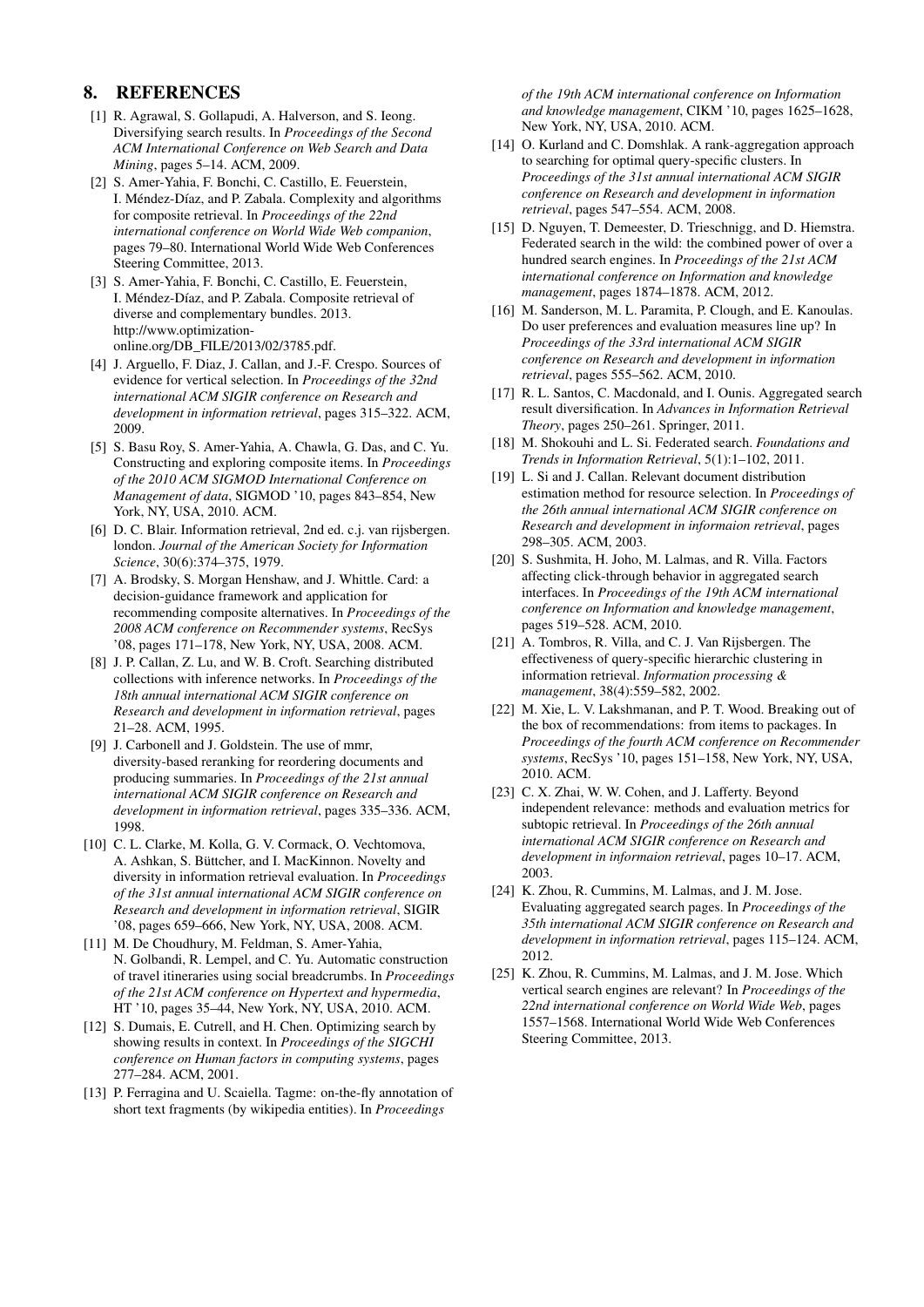## 8. REFERENCES

[1] R. Agrawal, S. Gollapudi, A. Halverson, and S. Ieong. Diversifying search results. In *Proceedings of the Second ACM International Conference on Web Search and Data Mining*, pages 5–14. ACM, 2009.

[2] S. Amer-Yahia, F. Bonchi, C. Castillo, E. Feuerstein, I. Méndez-Díaz, and P. Zabala. Complexity and algorithms for composite retrieval. In *Proceedings of the 22nd international conference on World Wide Web companion*, pages 79–80. International World Wide Web Conferences Steering Committee, 2013.

[3] S. Amer-Yahia, F. Bonchi, C. Castillo, E. Feuerstein, I. Méndez-Díaz, and P. Zabala. Composite retrieval of diverse and complementary bundles. 2013. http://www.optimization-online.org/DB_FILE/2013/02/3785.pdf.

[4] J. Arguello, F. Diaz, J. Callan, and J.-F. Crespo. Sources of evidence for vertical selection. In *Proceedings of the 32nd international ACM SIGIR conference on Research and development in information retrieval*, pages 315–322. ACM, 2009.

[5] S. Basu Roy, S. Amer-Yahia, A. Chawla, G. Das, and C. Yu. Constructing and exploring composite items. In *Proceedings of the 2010 ACM SIGMOD International Conference on Management of data*, SIGMOD '10, pages 843–854, New York, NY, USA, 2010. ACM.

[6] D. C. Blair. Information retrieval, 2nd ed. c.j. van rijsbergen. london. *Journal of the American Society for Information Science*, 30(6):374–375, 1979.

[7] A. Brodsky, S. Morgan Henshaw, and J. Whittle. Card: a decision-guidance framework and application for recommending composite alternatives. In *Proceedings of the 2008 ACM conference on Recommender systems*, RecSys '08, pages 171–178, New York, NY, USA, 2008. ACM.

[8] J. P. Callan, Z. Lu, and W. B. Croft. Searching distributed collections with inference networks. In *Proceedings of the 18th annual international ACM SIGIR conference on Research and development in information retrieval*, pages 21–28. ACM, 1995.

[9] J. Carbonell and J. Goldstein. The use of mmr, diversity-based reranking for reordering documents and producing summaries. In *Proceedings of the 21st annual international ACM SIGIR conference on Research and development in information retrieval*, pages 335–336. ACM, 1998.

[10] C. L. Clarke, M. Kolla, G. V. Cormack, O. Vechtomova, A. Ashkan, S. Büttcher, and I. MacKinnon. Novelty and diversity in information retrieval evaluation. In *Proceedings of the 31st annual international ACM SIGIR conference on Research and development in information retrieval*, SIGIR '08, pages 659–666, New York, NY, USA, 2008. ACM.

[11] M. De Choudhury, M. Feldman, S. Amer-Yahia, N. Golbandi, R. Lempel, and C. Yu. Automatic construction of travel itineraries using social breadcrumbs. In *Proceedings of the 21st ACM conference on Hypertext and hypermedia*, HT '10, pages 35–44, New York, NY, USA, 2010. ACM.

[12] S. Dumais, E. Cutrell, and H. Chen. Optimizing search by showing results in context. In *Proceedings of the SIGCHI conference on Human factors in computing systems*, pages 277–284. ACM, 2001.

[13] P. Ferragina and U. Scaiella. Tagme: on-the-fly annotation of short text fragments (by wikipedia entities). In *Proceedings of the 19th ACM international conference on Information and knowledge management*, CIKM '10, pages 1625–1628, New York, NY, USA, 2010. ACM.

[14] O. Kurland and C. Domshlak. A rank-aggregation approach to searching for optimal query-specific clusters. In *Proceedings of the 31st annual international ACM SIGIR conference on Research and development in information retrieval*, pages 547–554. ACM, 2008.

[15] D. Nguyen, T. Demeester, D. Trieschnigg, and D. Hiemstra. Federated search in the wild: the combined power of over a hundred search engines. In *Proceedings of the 21st ACM international conference on Information and knowledge management*, pages 1874–1878. ACM, 2012.

[16] M. Sanderson, M. L. Paramita, P. Clough, and E. Kanoulas. Do user preferences and evaluation measures line up? In *Proceedings of the 33rd international ACM SIGIR conference on Research and development in information retrieval*, pages 555–562. ACM, 2010.

[17] R. L. Santos, C. Macdonald, and I. Ounis. Aggregated search result diversification. In *Advances in Information Retrieval Theory*, pages 250–261. Springer, 2011.

[18] M. Shokouhi and L. Si. Federated search. *Foundations and Trends in Information Retrieval*, 5(1):1–102, 2011.

[19] L. Si and J. Callan. Relevant document distribution estimation method for resource selection. In *Proceedings of the 26th annual international ACM SIGIR conference on Research and development in informaion retrieval*, pages 298–305. ACM, 2003.

[20] S. Sushmita, H. Joho, M. Lalmas, and R. Villa. Factors affecting click-through behavior in aggregated search interfaces. In *Proceedings of the 19th ACM international conference on Information and knowledge management*, pages 519–528. ACM, 2010.

[21] A. Tombros, R. Villa, and C. J. Van Rijsbergen. The effectiveness of query-specific hierarchic clustering in information retrieval. *Information processing & management*, 38(4):559–582, 2002.

[22] M. Xie, L. V. Lakshmanan, and P. T. Wood. Breaking out of the box of recommendations: from items to packages. In *Proceedings of the fourth ACM conference on Recommender systems*, RecSys '10, pages 151–158, New York, NY, USA, 2010. ACM.

[23] C. X. Zhai, W. W. Cohen, and J. Lafferty. Beyond independent relevance: methods and evaluation metrics for subtopic retrieval. In *Proceedings of the 26th annual international ACM SIGIR conference on Research and development in informaion retrieval*, pages 10–17. ACM, 2003.

[24] K. Zhou, R. Cummins, M. Lalmas, and J. M. Jose. Evaluating aggregated search pages. In *Proceedings of the 35th international ACM SIGIR conference on Research and development in information retrieval*, pages 115–124. ACM, 2012.

[25] K. Zhou, R. Cummins, M. Lalmas, and J. M. Jose. Which vertical search engines are relevant? In *Proceedings of the 22nd international conference on World Wide Web*, pages 1557–1568. International World Wide Web Conferences Steering Committee, 2013.